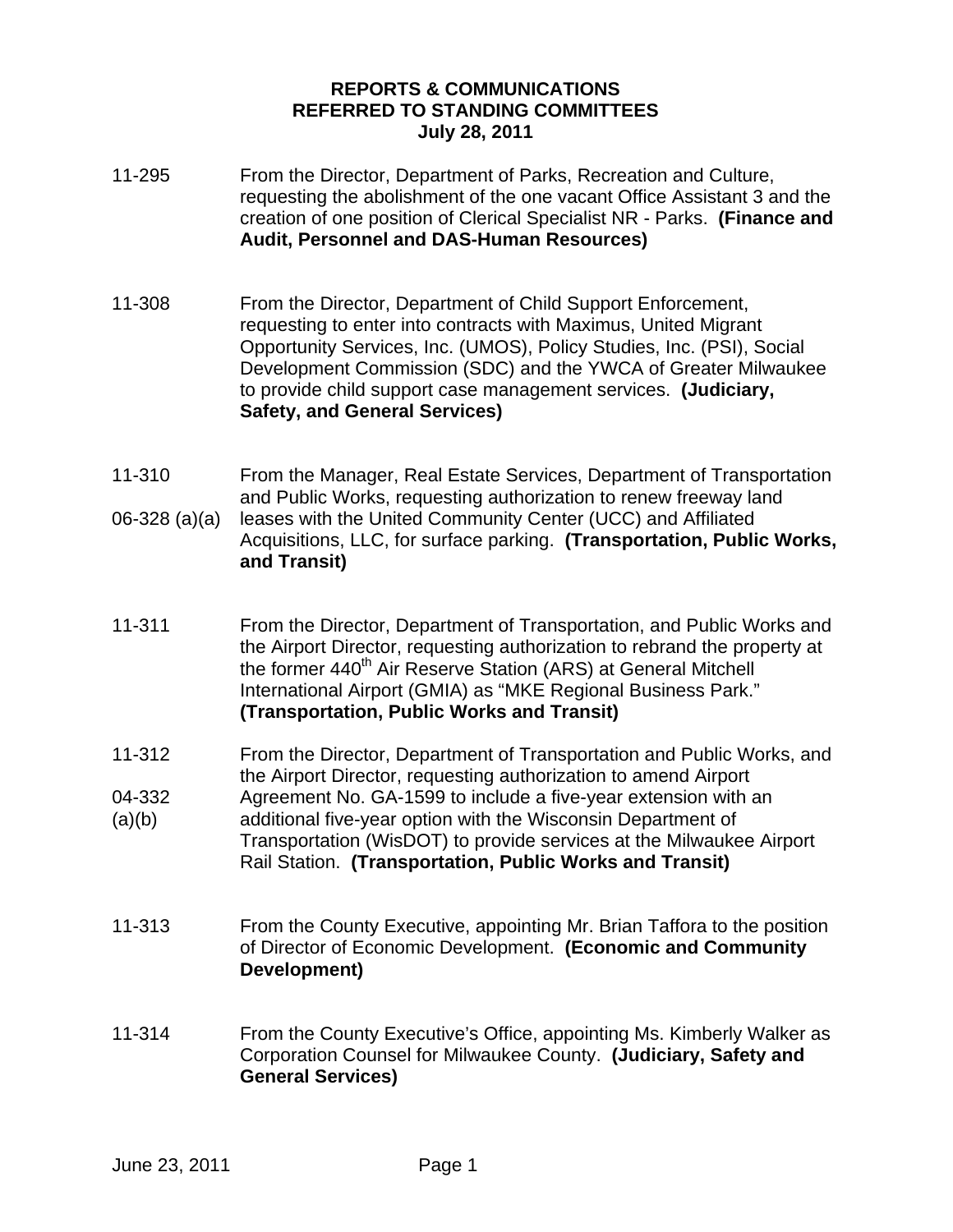# REPORTS & COMMUNICATIONS
# REFERRED TO STANDING COMMITTEES
# July 28, 2011

| | |
|---|---|
| 11-295 | From the Director, Department of Parks, Recreation and Culture, requesting the abolishment of the one vacant Office Assistant 3 and the creation of one position of Clerical Specialist NR - Parks. **(Finance and Audit, Personnel and DAS-Human Resources)** |
| 11-308 | From the Director, Department of Child Support Enforcement, requesting to enter into contracts with Maximus, United Migrant Opportunity Services, Inc. (UMOS), Policy Studies, Inc. (PSI), Social Development Commission (SDC) and the YWCA of Greater Milwaukee to provide child support case management services. **(Judiciary, Safety, and General Services)** |
| 11-310<br>06-328 (a)(a) | From the Manager, Real Estate Services, Department of Transportation and Public Works, requesting authorization to renew freeway land leases with the United Community Center (UCC) and Affiliated Acquisitions, LLC, for surface parking. **(Transportation, Public Works, and Transit)** |
| 11-311 | From the Director, Department of Transportation, and Public Works and the Airport Director, requesting authorization to rebrand the property at the former 440th Air Reserve Station (ARS) at General Mitchell International Airport (GMIA) as "MKE Regional Business Park." **(Transportation, Public Works and Transit)** |
| 11-312<br>04-332 (a)(b) | From the Director, Department of Transportation and Public Works, and the Airport Director, requesting authorization to amend Airport Agreement No. GA-1599 to include a five-year extension with an additional five-year option with the Wisconsin Department of Transportation (WisDOT) to provide services at the Milwaukee Airport Rail Station. **(Transportation, Public Works and Transit)** |
| 11-313 | From the County Executive, appointing Mr. Brian Taffora to the position of Director of Economic Development. **(Economic and Community Development)** |
| 11-314 | From the County Executive's Office, appointing Ms. Kimberly Walker as Corporation Counsel for Milwaukee County. **(Judiciary, Safety and General Services)** |

June 23, 2011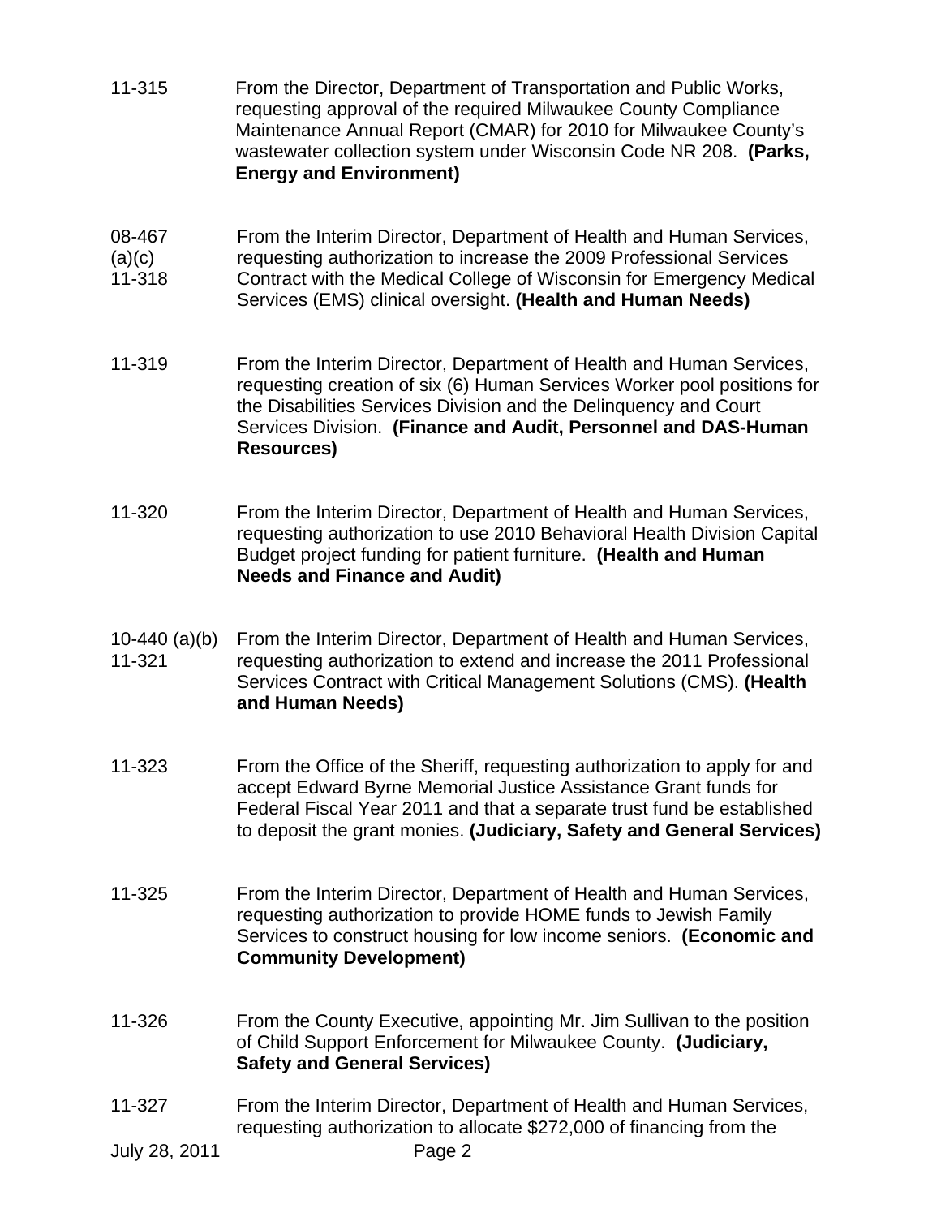11-315 From the Director, Department of Transportation and Public Works, requesting approval of the required Milwaukee County Compliance Maintenance Annual Report (CMAR) for 2010 for Milwaukee County's wastewater collection system under Wisconsin Code NR 208. **(Parks, Energy and Environment)**

08-467 (a)(c) 11-318 From the Interim Director, Department of Health and Human Services, requesting authorization to increase the 2009 Professional Services Contract with the Medical College of Wisconsin for Emergency Medical Services (EMS) clinical oversight. **(Health and Human Needs)**

11-319 From the Interim Director, Department of Health and Human Services, requesting creation of six (6) Human Services Worker pool positions for the Disabilities Services Division and the Delinquency and Court Services Division. **(Finance and Audit, Personnel and DAS-Human Resources)**

11-320 From the Interim Director, Department of Health and Human Services, requesting authorization to use 2010 Behavioral Health Division Capital Budget project funding for patient furniture. **(Health and Human Needs and Finance and Audit)**

10-440 (a)(b) 11-321 From the Interim Director, Department of Health and Human Services, requesting authorization to extend and increase the 2011 Professional Services Contract with Critical Management Solutions (CMS). **(Health and Human Needs)**

11-323 From the Office of the Sheriff, requesting authorization to apply for and accept Edward Byrne Memorial Justice Assistance Grant funds for Federal Fiscal Year 2011 and that a separate trust fund be established to deposit the grant monies. **(Judiciary, Safety and General Services)**

11-325 From the Interim Director, Department of Health and Human Services, requesting authorization to provide HOME funds to Jewish Family Services to construct housing for low income seniors. **(Economic and Community Development)**

11-326 From the County Executive, appointing Mr. Jim Sullivan to the position of Child Support Enforcement for Milwaukee County. **(Judiciary, Safety and General Services)**

11-327 From the Interim Director, Department of Health and Human Services, requesting authorization to allocate $272,000 of financing from the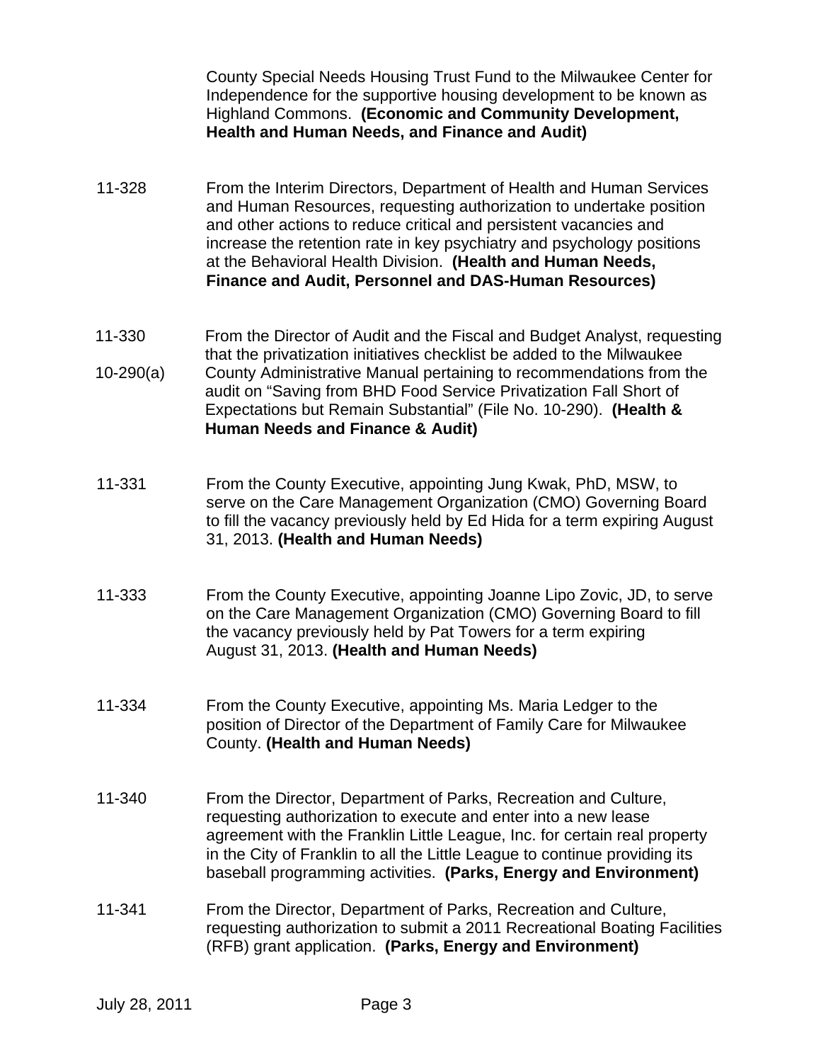County Special Needs Housing Trust Fund to the Milwaukee Center for Independence for the supportive housing development to be known as Highland Commons. **(Economic and Community Development, Health and Human Needs, and Finance and Audit)**

11-328 From the Interim Directors, Department of Health and Human Services and Human Resources, requesting authorization to undertake position and other actions to reduce critical and persistent vacancies and increase the retention rate in key psychiatry and psychology positions at the Behavioral Health Division. **(Health and Human Needs, Finance and Audit, Personnel and DAS-Human Resources)**

11-330
10-290(a) From the Director of Audit and the Fiscal and Budget Analyst, requesting that the privatization initiatives checklist be added to the Milwaukee County Administrative Manual pertaining to recommendations from the audit on "Saving from BHD Food Service Privatization Fall Short of Expectations but Remain Substantial" (File No. 10-290). **(Health & Human Needs and Finance & Audit)**

11-331 From the County Executive, appointing Jung Kwak, PhD, MSW, to serve on the Care Management Organization (CMO) Governing Board to fill the vacancy previously held by Ed Hida for a term expiring August 31, 2013. **(Health and Human Needs)**

11-333 From the County Executive, appointing Joanne Lipo Zovic, JD, to serve on the Care Management Organization (CMO) Governing Board to fill the vacancy previously held by Pat Towers for a term expiring August 31, 2013. **(Health and Human Needs)**

11-334 From the County Executive, appointing Ms. Maria Ledger to the position of Director of the Department of Family Care for Milwaukee County. **(Health and Human Needs)**

11-340 From the Director, Department of Parks, Recreation and Culture, requesting authorization to execute and enter into a new lease agreement with the Franklin Little League, Inc. for certain real property in the City of Franklin to all the Little League to continue providing its baseball programming activities. **(Parks, Energy and Environment)**

11-341 From the Director, Department of Parks, Recreation and Culture, requesting authorization to submit a 2011 Recreational Boating Facilities (RFB) grant application. **(Parks, Energy and Environment)**

July 28, 2011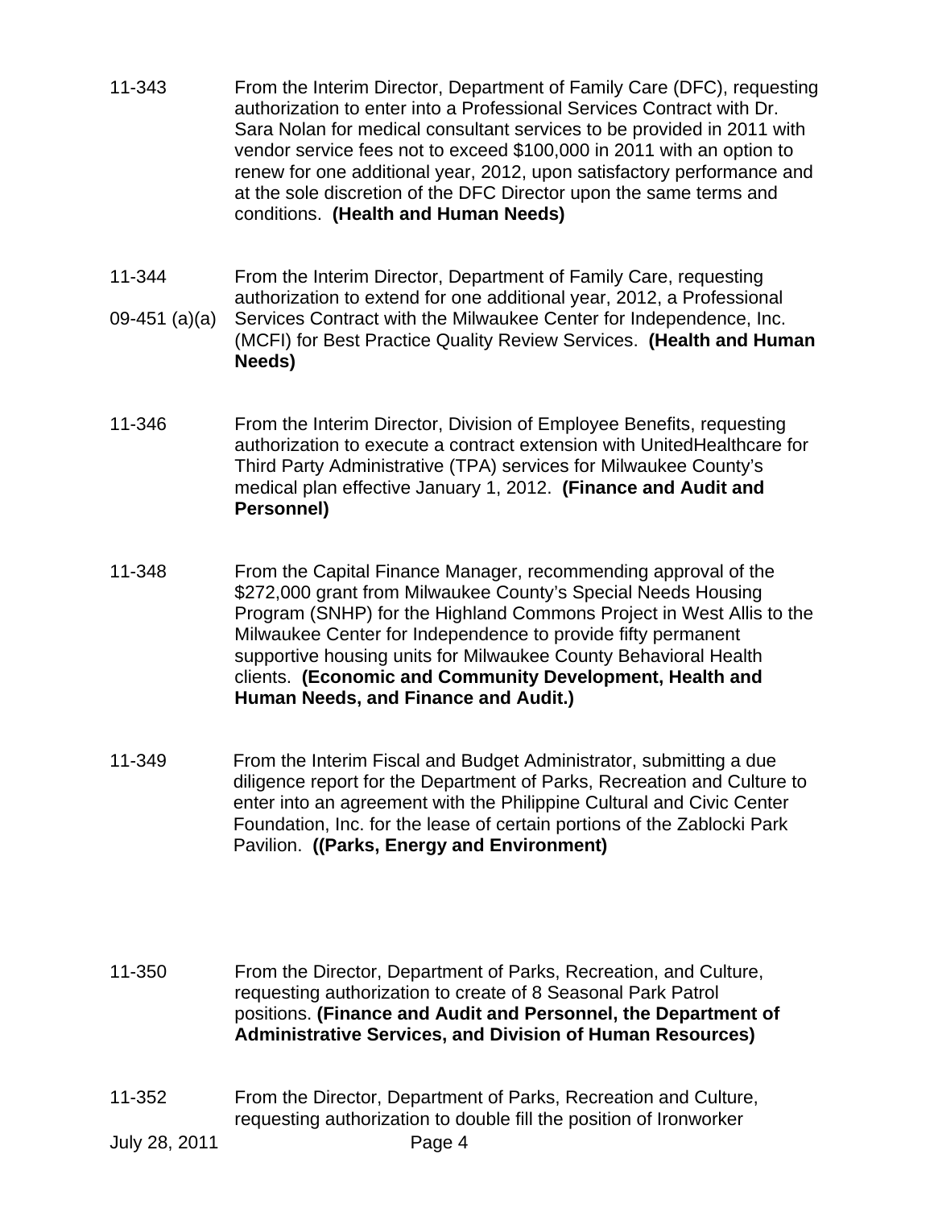11-343 From the Interim Director, Department of Family Care (DFC), requesting authorization to enter into a Professional Services Contract with Dr. Sara Nolan for medical consultant services to be provided in 2011 with vendor service fees not to exceed $100,000 in 2011 with an option to renew for one additional year, 2012, upon satisfactory performance and at the sole discretion of the DFC Director upon the same terms and conditions. **(Health and Human Needs)**

11-344

09-451 (a)(a) From the Interim Director, Department of Family Care, requesting authorization to extend for one additional year, 2012, a Professional Services Contract with the Milwaukee Center for Independence, Inc. (MCFI) for Best Practice Quality Review Services. **(Health and Human Needs)**

11-346 From the Interim Director, Division of Employee Benefits, requesting authorization to execute a contract extension with UnitedHealthcare for Third Party Administrative (TPA) services for Milwaukee County's medical plan effective January 1, 2012. **(Finance and Audit and Personnel)**

11-348 From the Capital Finance Manager, recommending approval of the $272,000 grant from Milwaukee County's Special Needs Housing Program (SNHP) for the Highland Commons Project in West Allis to the Milwaukee Center for Independence to provide fifty permanent supportive housing units for Milwaukee County Behavioral Health clients. **(Economic and Community Development, Health and Human Needs, and Finance and Audit.)**

11-349 From the Interim Fiscal and Budget Administrator, submitting a due diligence report for the Department of Parks, Recreation and Culture to enter into an agreement with the Philippine Cultural and Civic Center Foundation, Inc. for the lease of certain portions of the Zablocki Park Pavilion. **((Parks, Energy and Environment)**

11-350 From the Director, Department of Parks, Recreation, and Culture, requesting authorization to create of 8 Seasonal Park Patrol positions. **(Finance and Audit and Personnel, the Department of Administrative Services, and Division of Human Resources)**

11-352 From the Director, Department of Parks, Recreation and Culture, requesting authorization to double fill the position of Ironworker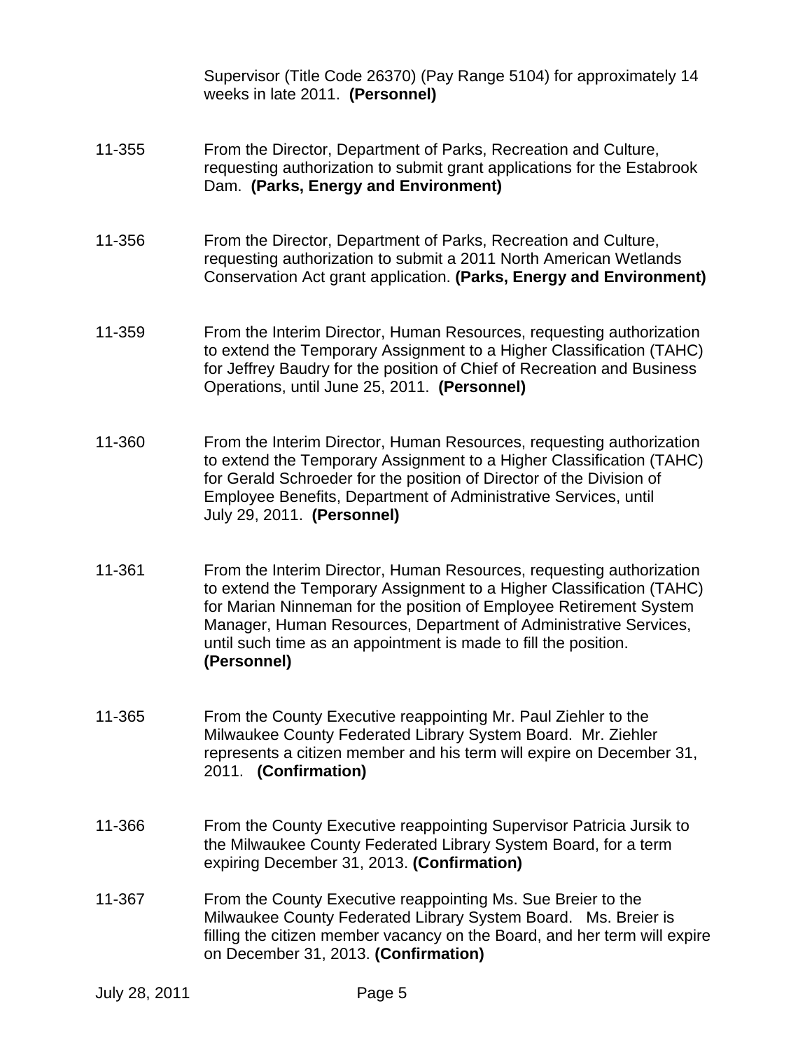Supervisor (Title Code 26370) (Pay Range 5104) for approximately 14 weeks in late 2011. **(Personnel)**

11-355 From the Director, Department of Parks, Recreation and Culture, requesting authorization to submit grant applications for the Estabrook Dam. **(Parks, Energy and Environment)**

11-356 From the Director, Department of Parks, Recreation and Culture, requesting authorization to submit a 2011 North American Wetlands Conservation Act grant application. **(Parks, Energy and Environment)**

11-359 From the Interim Director, Human Resources, requesting authorization to extend the Temporary Assignment to a Higher Classification (TAHC) for Jeffrey Baudry for the position of Chief of Recreation and Business Operations, until June 25, 2011. **(Personnel)**

11-360 From the Interim Director, Human Resources, requesting authorization to extend the Temporary Assignment to a Higher Classification (TAHC) for Gerald Schroeder for the position of Director of the Division of Employee Benefits, Department of Administrative Services, until July 29, 2011. **(Personnel)**

11-361 From the Interim Director, Human Resources, requesting authorization to extend the Temporary Assignment to a Higher Classification (TAHC) for Marian Ninneman for the position of Employee Retirement System Manager, Human Resources, Department of Administrative Services, until such time as an appointment is made to fill the position. **(Personnel)**

11-365 From the County Executive reappointing Mr. Paul Ziehler to the Milwaukee County Federated Library System Board. Mr. Ziehler represents a citizen member and his term will expire on December 31, 2011. **(Confirmation)**

11-366 From the County Executive reappointing Supervisor Patricia Jursik to the Milwaukee County Federated Library System Board, for a term expiring December 31, 2013. **(Confirmation)**

11-367 From the County Executive reappointing Ms. Sue Breier to the Milwaukee County Federated Library System Board. Ms. Breier is filling the citizen member vacancy on the Board, and her term will expire on December 31, 2013. **(Confirmation)**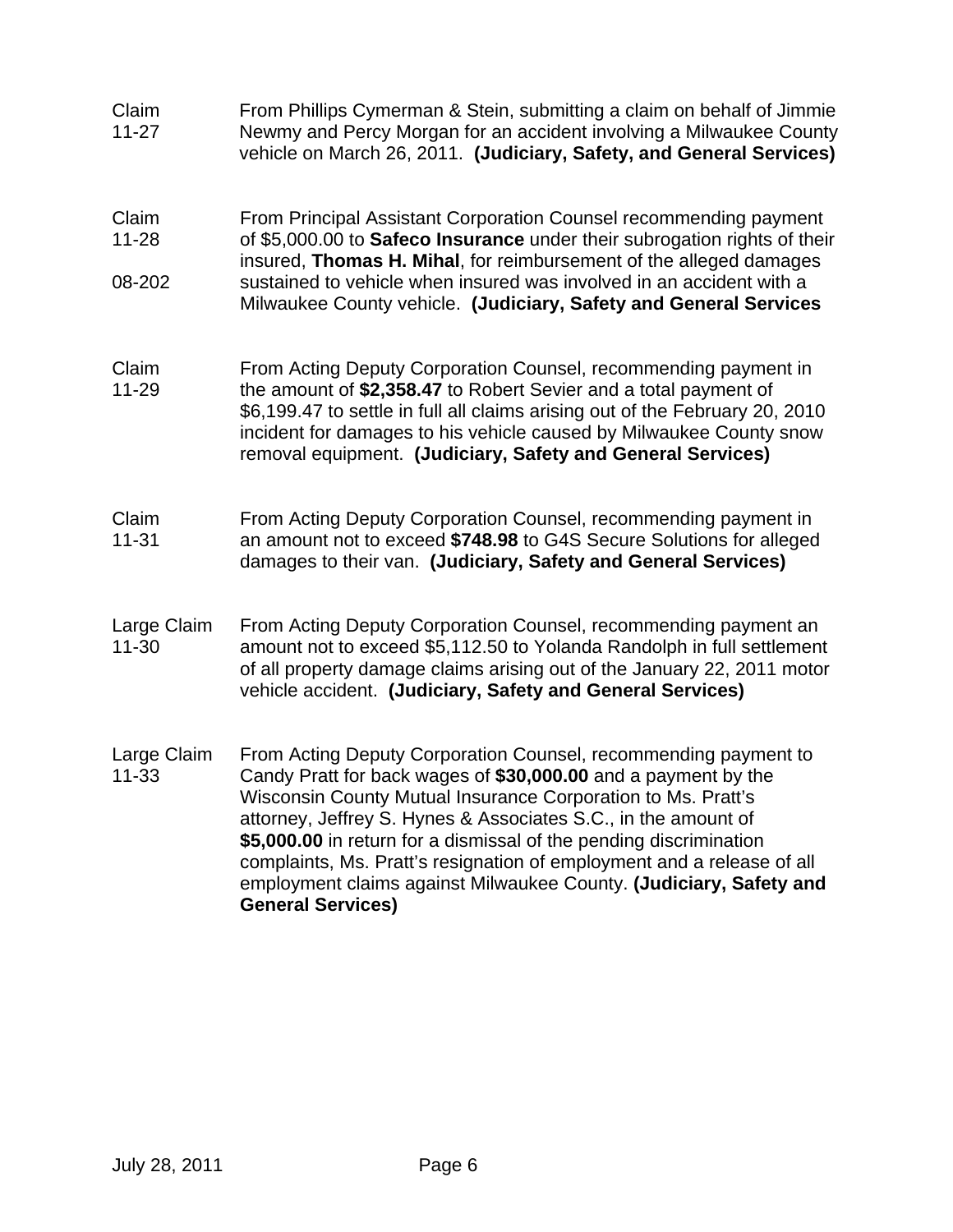| | |
|---|---|
| Claim 11-27 | From Phillips Cymerman & Stein, submitting a claim on behalf of Jimmie Newmy and Percy Morgan for an accident involving a Milwaukee County vehicle on March 26, 2011. **(Judiciary, Safety, and General Services)** |
| Claim 11-28<br><br>08-202 | From Principal Assistant Corporation Counsel recommending payment of $5,000.00 to **Safeco Insurance** under their subrogation rights of their insured, **Thomas H. Mihal**, for reimbursement of the alleged damages sustained to vehicle when insured was involved in an accident with a Milwaukee County vehicle. **(Judiciary, Safety and General Services** |
| Claim 11-29 | From Acting Deputy Corporation Counsel, recommending payment in the amount of **$2,358.47** to Robert Sevier and a total payment of $6,199.47 to settle in full all claims arising out of the February 20, 2010 incident for damages to his vehicle caused by Milwaukee County snow removal equipment. **(Judiciary, Safety and General Services)** |
| Claim 11-31 | From Acting Deputy Corporation Counsel, recommending payment in an amount not to exceed **$748.98** to G4S Secure Solutions for alleged damages to their van. **(Judiciary, Safety and General Services)** |
| Large Claim 11-30 | From Acting Deputy Corporation Counsel, recommending payment an amount not to exceed $5,112.50 to Yolanda Randolph in full settlement of all property damage claims arising out of the January 22, 2011 motor vehicle accident. **(Judiciary, Safety and General Services)** |
| Large Claim 11-33 | From Acting Deputy Corporation Counsel, recommending payment to Candy Pratt for back wages of **$30,000.00** and a payment by the Wisconsin County Mutual Insurance Corporation to Ms. Pratt's attorney, Jeffrey S. Hynes & Associates S.C., in the amount of **$5,000.00** in return for a dismissal of the pending discrimination complaints, Ms. Pratt's resignation of employment and a release of all employment claims against Milwaukee County. **(Judiciary, Safety and General Services)** |

July 28, 2011